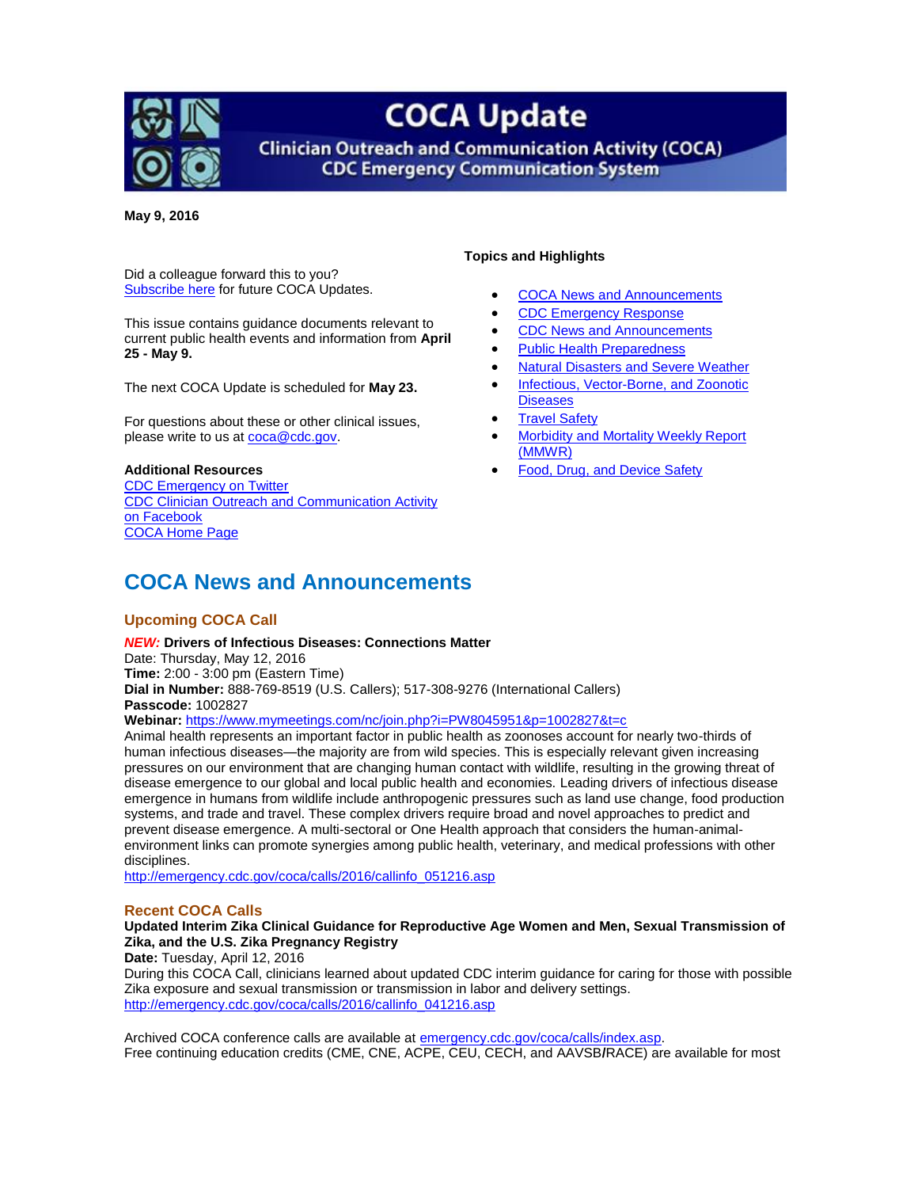# COCA Update

**Clinician Outreach and Communication Activity (COCA)**
**CDC Emergency Communication System**

**May 9, 2016**

Did a colleague forward this to you? [Subscribe here] for future COCA Updates.

This issue contains guidance documents relevant to current public health events and information from **April 25 - May 9.**

The next COCA Update is scheduled for **May 23.**

For questions about these or other clinical issues, please write to us at coca@cdc.gov.

**Additional Resources**
CDC Emergency on Twitter
CDC Clinician Outreach and Communication Activity on Facebook
COCA Home Page

**Topics and Highlights**

- COCA News and Announcements
- CDC Emergency Response
- CDC News and Announcements
- Public Health Preparedness
- Natural Disasters and Severe Weather
- Infectious, Vector-Borne, and Zoonotic Diseases
- Travel Safety
- Morbidity and Mortality Weekly Report (MMWR)
- Food, Drug, and Device Safety

## COCA News and Announcements

### Upcoming COCA Call

***NEW:*** **Drivers of Infectious Diseases: Connections Matter**
Date: Thursday, May 12, 2016
**Time:** 2:00 - 3:00 pm (Eastern Time)
**Dial in Number:** 888-769-8519 (U.S. Callers); 517-308-9276 (International Callers)
**Passcode:** 1002827
**Webinar:** https://www.mymeetings.com/nc/join.php?i=PW8045951&p=1002827&t=c
Animal health represents an important factor in public health as zoonoses account for nearly two-thirds of human infectious diseases—the majority are from wild species. This is especially relevant given increasing pressures on our environment that are changing human contact with wildlife, resulting in the growing threat of disease emergence to our global and local public health and economies. Leading drivers of infectious disease emergence in humans from wildlife include anthropogenic pressures such as land use change, food production systems, and trade and travel. These complex drivers require broad and novel approaches to predict and prevent disease emergence. A multi-sectoral or One Health approach that considers the human-animal-environment links can promote synergies among public health, veterinary, and medical professions with other disciplines.
http://emergency.cdc.gov/coca/calls/2016/callinfo_051216.asp

### Recent COCA Calls

**Updated Interim Zika Clinical Guidance for Reproductive Age Women and Men, Sexual Transmission of Zika, and the U.S. Zika Pregnancy Registry**
**Date:** Tuesday, April 12, 2016
During this COCA Call, clinicians learned about updated CDC interim guidance for caring for those with possible Zika exposure and sexual transmission or transmission in labor and delivery settings.
http://emergency.cdc.gov/coca/calls/2016/callinfo_041216.asp

Archived COCA conference calls are available at emergency.cdc.gov/coca/calls/index.asp.
Free continuing education credits (CME, CNE, ACPE, CEU, CECH, and AAVSB/RACE) are available for most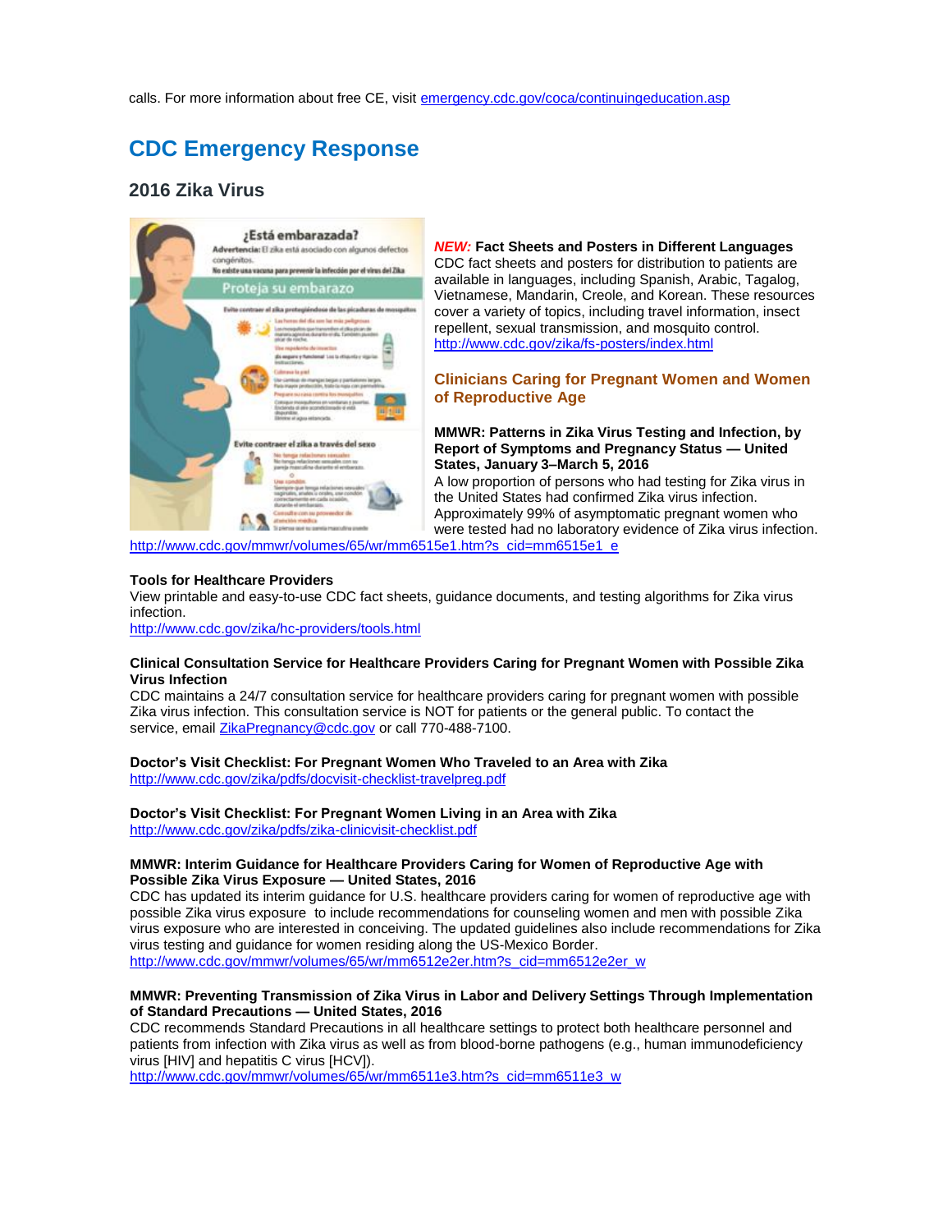calls. For more information about free CE, visit emergency.cdc.gov/coca/continuingeducation.asp

# CDC Emergency Response

## 2016 Zika Virus

***NEW:*** **Fact Sheets and Posters in Different Languages**
CDC fact sheets and posters for distribution to patients are available in languages, including Spanish, Arabic, Tagalog, Vietnamese, Mandarin, Creole, and Korean. These resources cover a variety of topics, including travel information, insect repellent, sexual transmission, and mosquito control.
http://www.cdc.gov/zika/fs-posters/index.html

### Clinicians Caring for Pregnant Women and Women of Reproductive Age

**MMWR: Patterns in Zika Virus Testing and Infection, by Report of Symptoms and Pregnancy Status — United States, January 3–March 5, 2016**
A low proportion of persons who had testing for Zika virus in the United States had confirmed Zika virus infection. Approximately 99% of asymptomatic pregnant women who were tested had no laboratory evidence of Zika virus infection.
http://www.cdc.gov/mmwr/volumes/65/wr/mm6515e1.htm?s_cid=mm6515e1_e

**Tools for Healthcare Providers**
View printable and easy-to-use CDC fact sheets, guidance documents, and testing algorithms for Zika virus infection.
http://www.cdc.gov/zika/hc-providers/tools.html

**Clinical Consultation Service for Healthcare Providers Caring for Pregnant Women with Possible Zika Virus Infection**
CDC maintains a 24/7 consultation service for healthcare providers caring for pregnant women with possible Zika virus infection. This consultation service is NOT for patients or the general public. To contact the service, email ZikaPregnancy@cdc.gov or call 770-488-7100.

**Doctor's Visit Checklist: For Pregnant Women Who Traveled to an Area with Zika**
http://www.cdc.gov/zika/pdfs/docvisit-checklist-travelpreg.pdf

**Doctor's Visit Checklist: For Pregnant Women Living in an Area with Zika**
http://www.cdc.gov/zika/pdfs/zika-clinicvisit-checklist.pdf

**MMWR: Interim Guidance for Healthcare Providers Caring for Women of Reproductive Age with Possible Zika Virus Exposure — United States, 2016**
CDC has updated its interim guidance for U.S. healthcare providers caring for women of reproductive age with possible Zika virus exposure to include recommendations for counseling women and men with possible Zika virus exposure who are interested in conceiving. The updated guidelines also include recommendations for Zika virus testing and guidance for women residing along the US-Mexico Border.
http://www.cdc.gov/mmwr/volumes/65/wr/mm6512e2er.htm?s_cid=mm6512e2er_w

**MMWR: Preventing Transmission of Zika Virus in Labor and Delivery Settings Through Implementation of Standard Precautions — United States, 2016**
CDC recommends Standard Precautions in all healthcare settings to protect both healthcare personnel and patients from infection with Zika virus as well as from blood-borne pathogens (e.g., human immunodeficiency virus [HIV] and hepatitis C virus [HCV]).
http://www.cdc.gov/mmwr/volumes/65/wr/mm6511e3.htm?s_cid=mm6511e3_w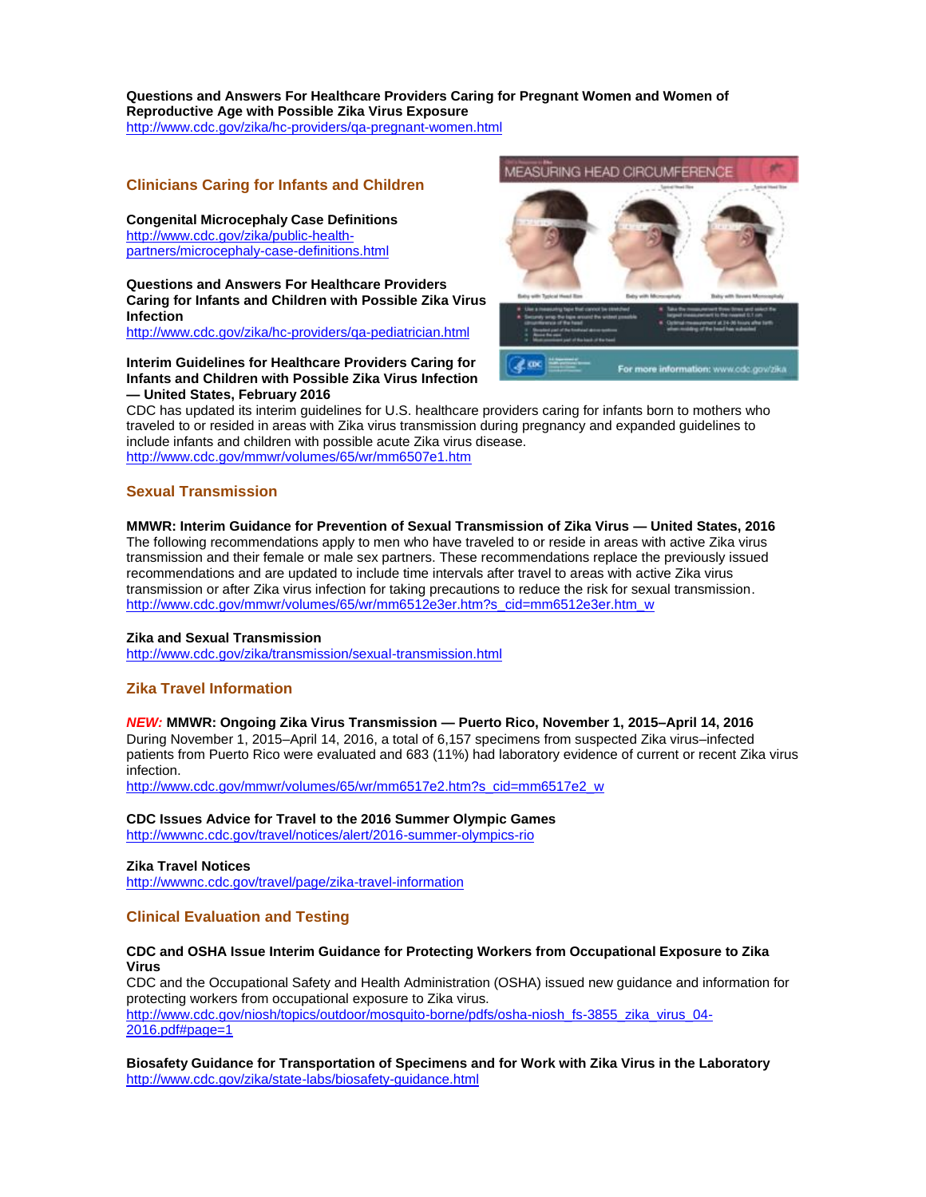**Questions and Answers For Healthcare Providers Caring for Pregnant Women and Women of Reproductive Age with Possible Zika Virus Exposure**
http://www.cdc.gov/zika/hc-providers/qa-pregnant-women.html

## Clinicians Caring for Infants and Children

**Congenital Microcephaly Case Definitions**
http://www.cdc.gov/zika/public-health-partners/microcephaly-case-definitions.html

**Questions and Answers For Healthcare Providers Caring for Infants and Children with Possible Zika Virus Infection**
http://www.cdc.gov/zika/hc-providers/qa-pediatrician.html

**Interim Guidelines for Healthcare Providers Caring for Infants and Children with Possible Zika Virus Infection — United States, February 2016**
CDC has updated its interim guidelines for U.S. healthcare providers caring for infants born to mothers who traveled to or resided in areas with Zika virus transmission during pregnancy and expanded guidelines to include infants and children with possible acute Zika virus disease.
http://www.cdc.gov/mmwr/volumes/65/wr/mm6507e1.htm

## Sexual Transmission

**MMWR: Interim Guidance for Prevention of Sexual Transmission of Zika Virus — United States, 2016**
The following recommendations apply to men who have traveled to or reside in areas with active Zika virus transmission and their female or male sex partners. These recommendations replace the previously issued recommendations and are updated to include time intervals after travel to areas with active Zika virus transmission or after Zika virus infection for taking precautions to reduce the risk for sexual transmission.
http://www.cdc.gov/mmwr/volumes/65/wr/mm6512e3er.htm?s_cid=mm6512e3er.htm_w

**Zika and Sexual Transmission**
http://www.cdc.gov/zika/transmission/sexual-transmission.html

## Zika Travel Information

***NEW:*** **MMWR: Ongoing Zika Virus Transmission — Puerto Rico, November 1, 2015–April 14, 2016**
During November 1, 2015–April 14, 2016, a total of 6,157 specimens from suspected Zika virus–infected patients from Puerto Rico were evaluated and 683 (11%) had laboratory evidence of current or recent Zika virus infection.
http://www.cdc.gov/mmwr/volumes/65/wr/mm6517e2.htm?s_cid=mm6517e2_w

**CDC Issues Advice for Travel to the 2016 Summer Olympic Games**
http://wwwnc.cdc.gov/travel/notices/alert/2016-summer-olympics-rio

**Zika Travel Notices**
http://wwwnc.cdc.gov/travel/page/zika-travel-information

## Clinical Evaluation and Testing

**CDC and OSHA Issue Interim Guidance for Protecting Workers from Occupational Exposure to Zika Virus**
CDC and the Occupational Safety and Health Administration (OSHA) issued new guidance and information for protecting workers from occupational exposure to Zika virus.
http://www.cdc.gov/niosh/topics/outdoor/mosquito-borne/pdfs/osha-niosh_fs-3855_zika_virus_04-2016.pdf#page=1

**Biosafety Guidance for Transportation of Specimens and for Work with Zika Virus in the Laboratory**
http://www.cdc.gov/zika/state-labs/biosafety-guidance.html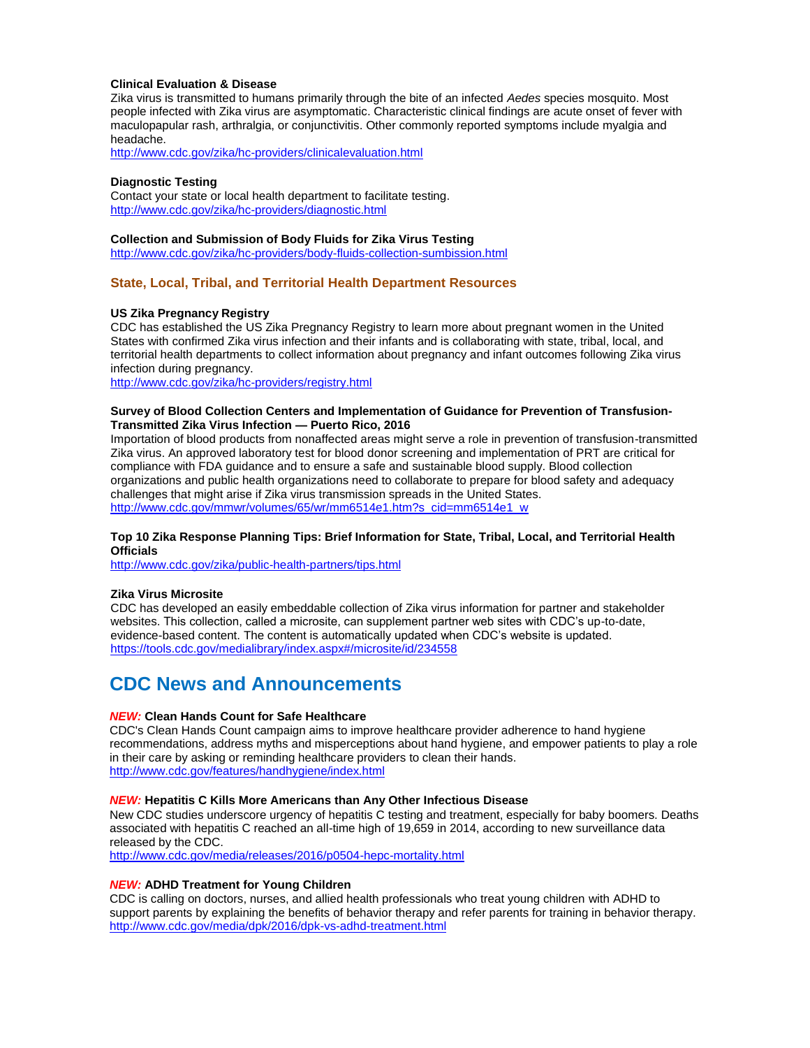**Clinical Evaluation & Disease**

Zika virus is transmitted to humans primarily through the bite of an infected *Aedes* species mosquito. Most people infected with Zika virus are asymptomatic. Characteristic clinical findings are acute onset of fever with maculopapular rash, arthralgia, or conjunctivitis. Other commonly reported symptoms include myalgia and headache.
http://www.cdc.gov/zika/hc-providers/clinicalevaluation.html

**Diagnostic Testing**

Contact your state or local health department to facilitate testing.
http://www.cdc.gov/zika/hc-providers/diagnostic.html

**Collection and Submission of Body Fluids for Zika Virus Testing**

http://www.cdc.gov/zika/hc-providers/body-fluids-collection-sumbission.html

### State, Local, Tribal, and Territorial Health Department Resources

**US Zika Pregnancy Registry**

CDC has established the US Zika Pregnancy Registry to learn more about pregnant women in the United States with confirmed Zika virus infection and their infants and is collaborating with state, tribal, local, and territorial health departments to collect information about pregnancy and infant outcomes following Zika virus infection during pregnancy.
http://www.cdc.gov/zika/hc-providers/registry.html

**Survey of Blood Collection Centers and Implementation of Guidance for Prevention of Transfusion-Transmitted Zika Virus Infection — Puerto Rico, 2016**

Importation of blood products from nonaffected areas might serve a role in prevention of transfusion-transmitted Zika virus. An approved laboratory test for blood donor screening and implementation of PRT are critical for compliance with FDA guidance and to ensure a safe and sustainable blood supply. Blood collection organizations and public health organizations need to collaborate to prepare for blood safety and adequacy challenges that might arise if Zika virus transmission spreads in the United States.
http://www.cdc.gov/mmwr/volumes/65/wr/mm6514e1.htm?s_cid=mm6514e1_w

**Top 10 Zika Response Planning Tips: Brief Information for State, Tribal, Local, and Territorial Health Officials**

http://www.cdc.gov/zika/public-health-partners/tips.html

**Zika Virus Microsite**

CDC has developed an easily embeddable collection of Zika virus information for partner and stakeholder websites. This collection, called a microsite, can supplement partner web sites with CDC's up-to-date, evidence-based content. The content is automatically updated when CDC's website is updated.
https://tools.cdc.gov/medialibrary/index.aspx#/microsite/id/234558

## CDC News and Announcements

***NEW:*** **Clean Hands Count for Safe Healthcare**

CDC's Clean Hands Count campaign aims to improve healthcare provider adherence to hand hygiene recommendations, address myths and misperceptions about hand hygiene, and empower patients to play a role in their care by asking or reminding healthcare providers to clean their hands.
http://www.cdc.gov/features/handhygiene/index.html

***NEW:*** **Hepatitis C Kills More Americans than Any Other Infectious Disease**

New CDC studies underscore urgency of hepatitis C testing and treatment, especially for baby boomers. Deaths associated with hepatitis C reached an all-time high of 19,659 in 2014, according to new surveillance data released by the CDC.
http://www.cdc.gov/media/releases/2016/p0504-hepc-mortality.html

***NEW:*** **ADHD Treatment for Young Children**

CDC is calling on doctors, nurses, and allied health professionals who treat young children with ADHD to support parents by explaining the benefits of behavior therapy and refer parents for training in behavior therapy.
http://www.cdc.gov/media/dpk/2016/dpk-vs-adhd-treatment.html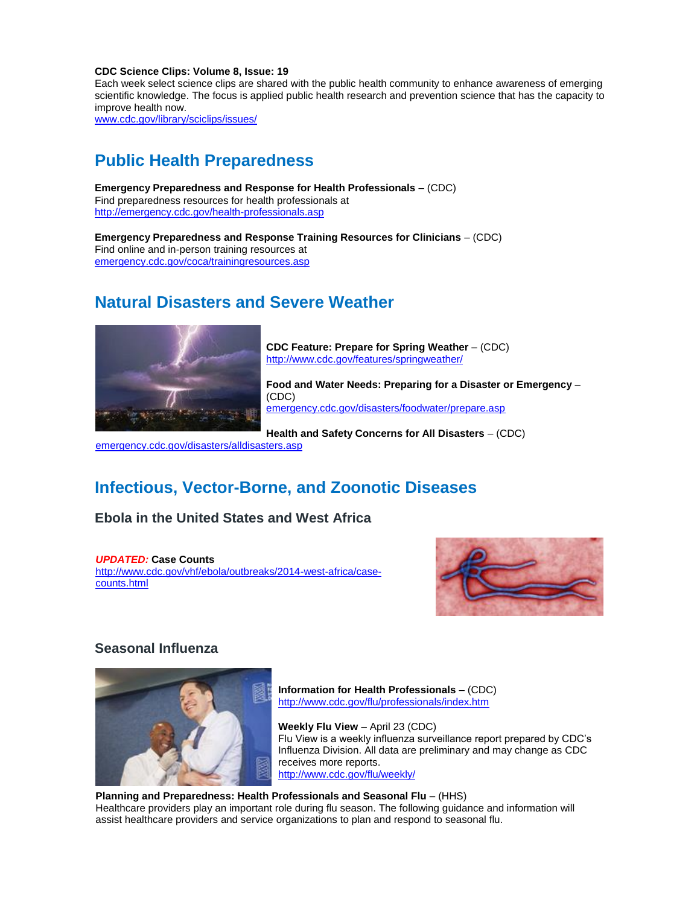**CDC Science Clips: Volume 8, Issue: 19**
Each week select science clips are shared with the public health community to enhance awareness of emerging scientific knowledge. The focus is applied public health research and prevention science that has the capacity to improve health now.
www.cdc.gov/library/sciclips/issues/

## Public Health Preparedness

**Emergency Preparedness and Response for Health Professionals** – (CDC)
Find preparedness resources for health professionals at
http://emergency.cdc.gov/health-professionals.asp

**Emergency Preparedness and Response Training Resources for Clinicians** – (CDC)
Find online and in-person training resources at
emergency.cdc.gov/coca/trainingresources.asp

## Natural Disasters and Severe Weather

**CDC Feature: Prepare for Spring Weather** – (CDC)
http://www.cdc.gov/features/springweather/

**Food and Water Needs: Preparing for a Disaster or Emergency** – (CDC)
emergency.cdc.gov/disasters/foodwater/prepare.asp

**Health and Safety Concerns for All Disasters** – (CDC)
emergency.cdc.gov/disasters/alldisasters.asp

## Infectious, Vector-Borne, and Zoonotic Diseases

### Ebola in the United States and West Africa

***UPDATED:*** **Case Counts**
http://www.cdc.gov/vhf/ebola/outbreaks/2014-west-africa/case-counts.html

### Seasonal Influenza

**Information for Health Professionals** – (CDC)
http://www.cdc.gov/flu/professionals/index.htm

**Weekly Flu View** – April 23 (CDC)
Flu View is a weekly influenza surveillance report prepared by CDC's Influenza Division. All data are preliminary and may change as CDC receives more reports.
http://www.cdc.gov/flu/weekly/

**Planning and Preparedness: Health Professionals and Seasonal Flu** – (HHS)
Healthcare providers play an important role during flu season. The following guidance and information will assist healthcare providers and service organizations to plan and respond to seasonal flu.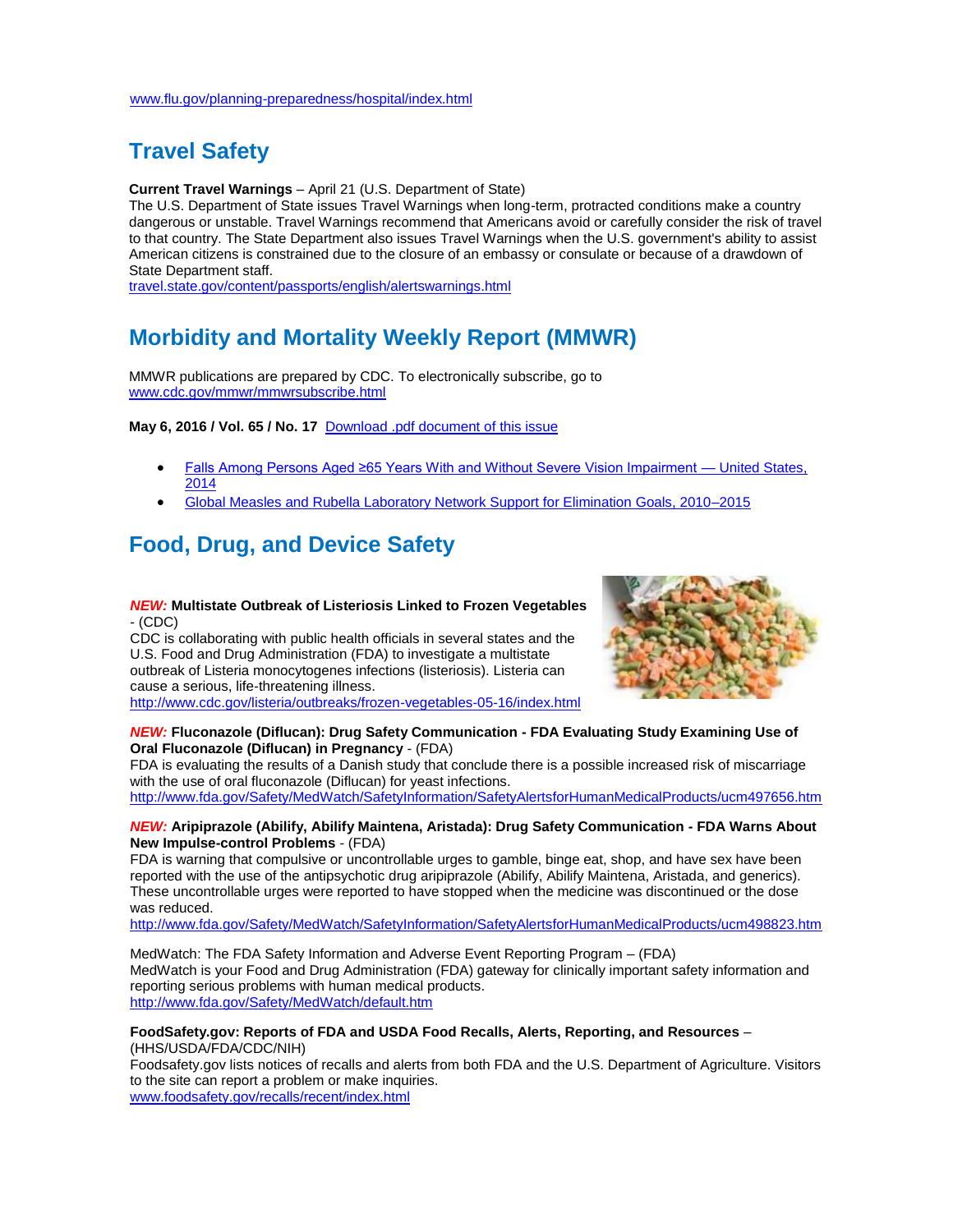www.flu.gov/planning-preparedness/hospital/index.html

## Travel Safety

**Current Travel Warnings** – April 21 (U.S. Department of State)
The U.S. Department of State issues Travel Warnings when long-term, protracted conditions make a country dangerous or unstable. Travel Warnings recommend that Americans avoid or carefully consider the risk of travel to that country. The State Department also issues Travel Warnings when the U.S. government's ability to assist American citizens is constrained due to the closure of an embassy or consulate or because of a drawdown of State Department staff.
travel.state.gov/content/passports/english/alertswarnings.html

## Morbidity and Mortality Weekly Report (MMWR)

MMWR publications are prepared by CDC. To electronically subscribe, go to www.cdc.gov/mmwr/mmwrsubscribe.html

**May 6, 2016 / Vol. 65 / No. 17** Download .pdf document of this issue

- Falls Among Persons Aged ≥65 Years With and Without Severe Vision Impairment — United States, 2014
- Global Measles and Rubella Laboratory Network Support for Elimination Goals, 2010–2015

## Food, Drug, and Device Safety

***NEW:*** **Multistate Outbreak of Listeriosis Linked to Frozen Vegetables** - (CDC)
CDC is collaborating with public health officials in several states and the U.S. Food and Drug Administration (FDA) to investigate a multistate outbreak of Listeria monocytogenes infections (listeriosis). Listeria can cause a serious, life-threatening illness.
http://www.cdc.gov/listeria/outbreaks/frozen-vegetables-05-16/index.html

***NEW:*** **Fluconazole (Diflucan): Drug Safety Communication - FDA Evaluating Study Examining Use of Oral Fluconazole (Diflucan) in Pregnancy** - (FDA)
FDA is evaluating the results of a Danish study that conclude there is a possible increased risk of miscarriage with the use of oral fluconazole (Diflucan) for yeast infections.
http://www.fda.gov/Safety/MedWatch/SafetyInformation/SafetyAlertsforHumanMedicalProducts/ucm497656.htm

***NEW:*** **Aripiprazole (Abilify, Abilify Maintena, Aristada): Drug Safety Communication - FDA Warns About New Impulse-control Problems** - (FDA)
FDA is warning that compulsive or uncontrollable urges to gamble, binge eat, shop, and have sex have been reported with the use of the antipsychotic drug aripiprazole (Abilify, Abilify Maintena, Aristada, and generics). These uncontrollable urges were reported to have stopped when the medicine was discontinued or the dose was reduced.
http://www.fda.gov/Safety/MedWatch/SafetyInformation/SafetyAlertsforHumanMedicalProducts/ucm498823.htm

MedWatch: The FDA Safety Information and Adverse Event Reporting Program – (FDA)
MedWatch is your Food and Drug Administration (FDA) gateway for clinically important safety information and reporting serious problems with human medical products.
http://www.fda.gov/Safety/MedWatch/default.htm

**FoodSafety.gov: Reports of FDA and USDA Food Recalls, Alerts, Reporting, and Resources** – (HHS/USDA/FDA/CDC/NIH)
Foodsafety.gov lists notices of recalls and alerts from both FDA and the U.S. Department of Agriculture. Visitors to the site can report a problem or make inquiries.
www.foodsafety.gov/recalls/recent/index.html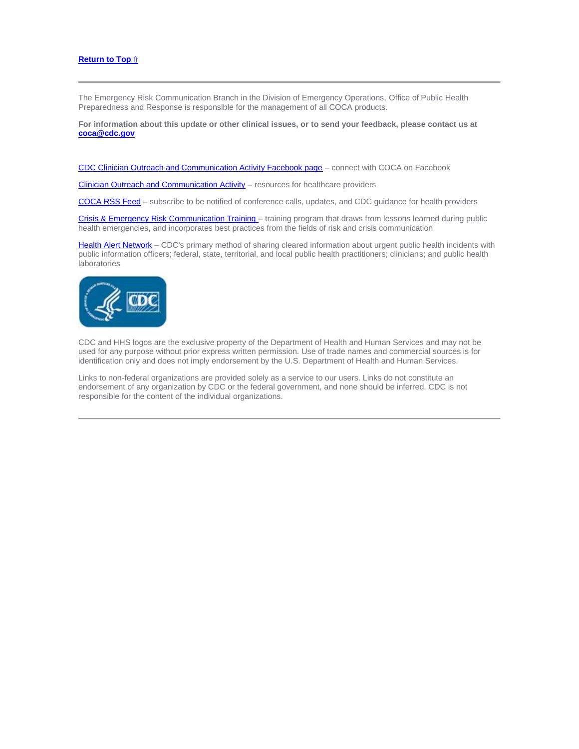**Return to Top ⇧**

---

The Emergency Risk Communication Branch in the Division of Emergency Operations, Office of Public Health Preparedness and Response is responsible for the management of all COCA products.

**For information about this update or other clinical issues, or to send your feedback, please contact us at coca@cdc.gov**

CDC Clinician Outreach and Communication Activity Facebook page – connect with COCA on Facebook

Clinician Outreach and Communication Activity – resources for healthcare providers

COCA RSS Feed – subscribe to be notified of conference calls, updates, and CDC guidance for health providers

Crisis & Emergency Risk Communication Training – training program that draws from lessons learned during public health emergencies, and incorporates best practices from the fields of risk and crisis communication

Health Alert Network – CDC's primary method of sharing cleared information about urgent public health incidents with public information officers; federal, state, territorial, and local public health practitioners; clinicians; and public health laboratories

CDC and HHS logos are the exclusive property of the Department of Health and Human Services and may not be used for any purpose without prior express written permission. Use of trade names and commercial sources is for identification only and does not imply endorsement by the U.S. Department of Health and Human Services.

Links to non-federal organizations are provided solely as a service to our users. Links do not constitute an endorsement of any organization by CDC or the federal government, and none should be inferred. CDC is not responsible for the content of the individual organizations.

---